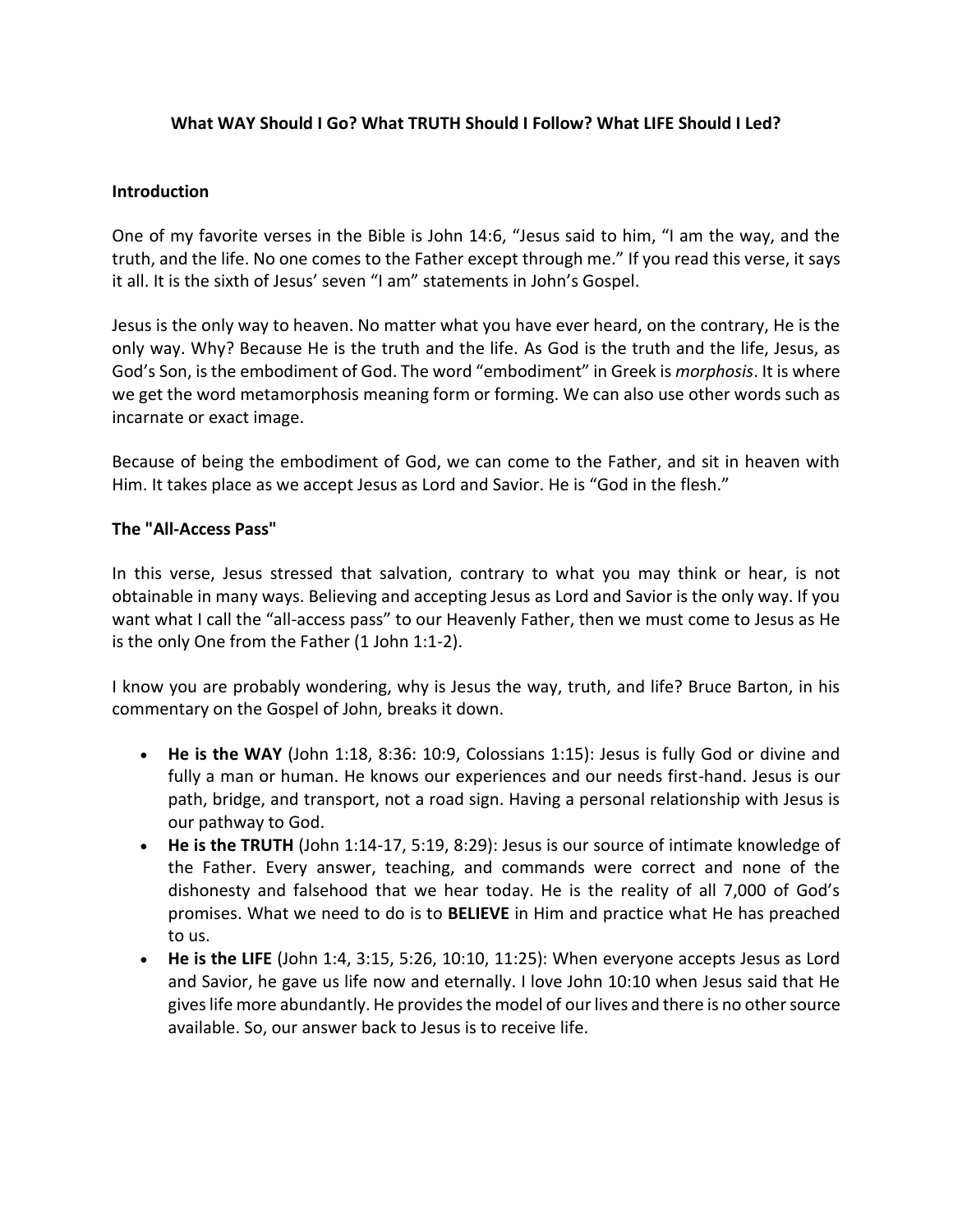**What WAY Should I Go? What TRUTH Should I Follow? What LIFE Should I Led?**

## Introduction

One of my favorite verses in the Bible is John 14:6, "Jesus said to him, "I am the way, and the truth, and the life. No one comes to the Father except through me." If you read this verse, it says it all. It is the sixth of Jesus' seven "I am" statements in John's Gospel.

Jesus is the only way to heaven. No matter what you have ever heard, on the contrary, He is the only way. Why? Because He is the truth and the life. As God is the truth and the life, Jesus, as God's Son, is the embodiment of God. The word "embodiment" in Greek is *morphosis*. It is where we get the word metamorphosis meaning form or forming. We can also use other words such as incarnate or exact image.

Because of being the embodiment of God, we can come to the Father, and sit in heaven with Him. It takes place as we accept Jesus as Lord and Savior. He is "God in the flesh."

## The "All-Access Pass"

In this verse, Jesus stressed that salvation, contrary to what you may think or hear, is not obtainable in many ways. Believing and accepting Jesus as Lord and Savior is the only way. If you want what I call the "all-access pass" to our Heavenly Father, then we must come to Jesus as He is the only One from the Father (1 John 1:1-2).

I know you are probably wondering, why is Jesus the way, truth, and life? Bruce Barton, in his commentary on the Gospel of John, breaks it down.

- **He is the WAY** (John 1:18, 8:36: 10:9, Colossians 1:15): Jesus is fully God or divine and fully a man or human. He knows our experiences and our needs first-hand. Jesus is our path, bridge, and transport, not a road sign. Having a personal relationship with Jesus is our pathway to God.
- **He is the TRUTH** (John 1:14-17, 5:19, 8:29): Jesus is our source of intimate knowledge of the Father. Every answer, teaching, and commands were correct and none of the dishonesty and falsehood that we hear today. He is the reality of all 7,000 of God's promises. What we need to do is to **BELIEVE** in Him and practice what He has preached to us.
- **He is the LIFE** (John 1:4, 3:15, 5:26, 10:10, 11:25): When everyone accepts Jesus as Lord and Savior, he gave us life now and eternally. I love John 10:10 when Jesus said that He gives life more abundantly. He provides the model of our lives and there is no other source available. So, our answer back to Jesus is to receive life.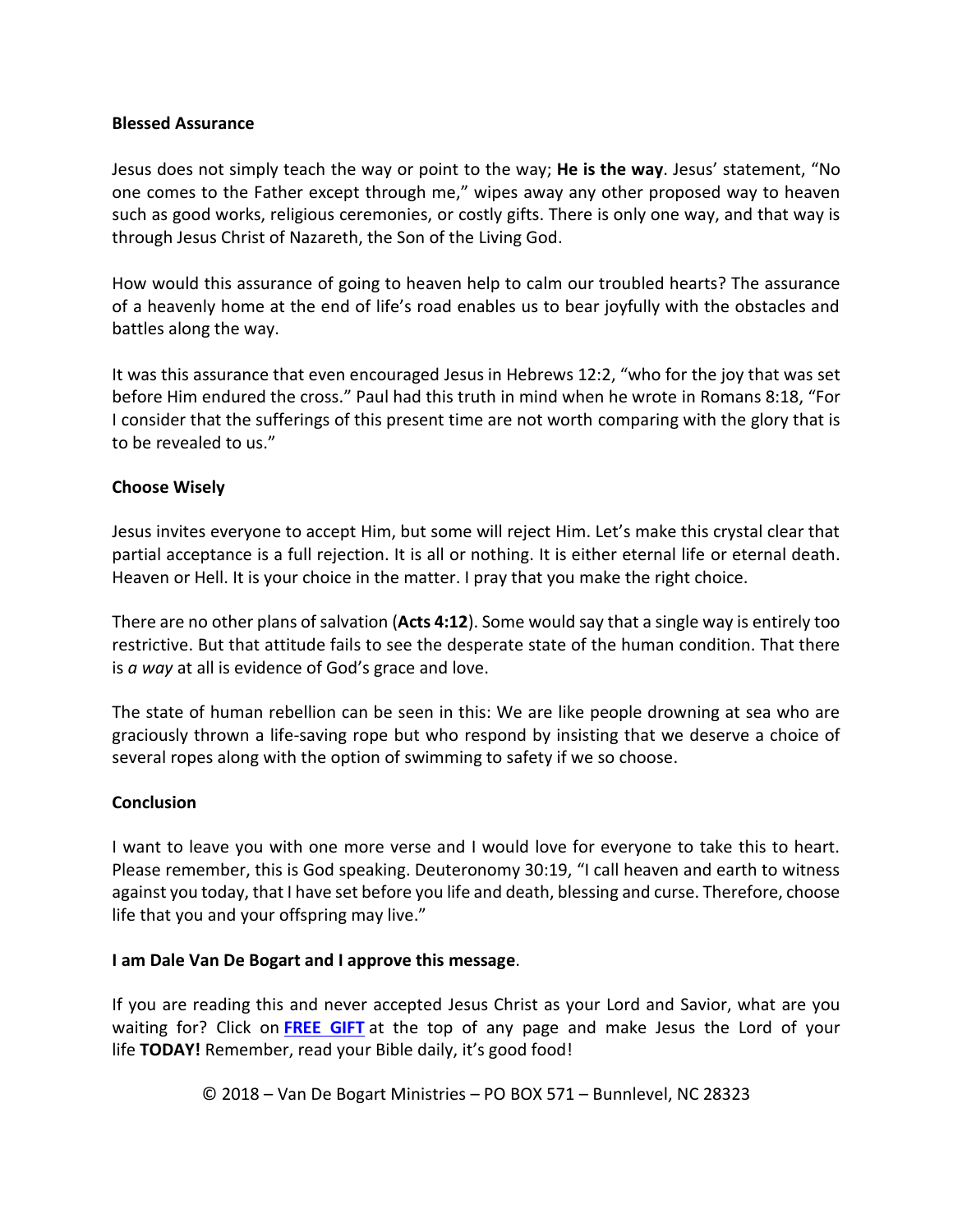**Blessed Assurance**

Jesus does not simply teach the way or point to the way; **He is the way**. Jesus' statement, "No one comes to the Father except through me," wipes away any other proposed way to heaven such as good works, religious ceremonies, or costly gifts. There is only one way, and that way is through Jesus Christ of Nazareth, the Son of the Living God.

How would this assurance of going to heaven help to calm our troubled hearts? The assurance of a heavenly home at the end of life's road enables us to bear joyfully with the obstacles and battles along the way.

It was this assurance that even encouraged Jesus in Hebrews 12:2, "who for the joy that was set before Him endured the cross." Paul had this truth in mind when he wrote in Romans 8:18, "For I consider that the sufferings of this present time are not worth comparing with the glory that is to be revealed to us."

**Choose Wisely**

Jesus invites everyone to accept Him, but some will reject Him. Let's make this crystal clear that partial acceptance is a full rejection. It is all or nothing. It is either eternal life or eternal death. Heaven or Hell. It is your choice in the matter. I pray that you make the right choice.

There are no other plans of salvation (**Acts 4:12**). Some would say that a single way is entirely too restrictive. But that attitude fails to see the desperate state of the human condition. That there is *a way* at all is evidence of God's grace and love.

The state of human rebellion can be seen in this: We are like people drowning at sea who are graciously thrown a life-saving rope but who respond by insisting that we deserve a choice of several ropes along with the option of swimming to safety if we so choose.

**Conclusion**

I want to leave you with one more verse and I would love for everyone to take this to heart. Please remember, this is God speaking. Deuteronomy 30:19, "I call heaven and earth to witness against you today, that I have set before you life and death, blessing and curse. Therefore, choose life that you and your offspring may live."

**I am Dale Van De Bogart and I approve this message**.

If you are reading this and never accepted Jesus Christ as your Lord and Savior, what are you waiting for? Click on **FREE GIFT** at the top of any page and make Jesus the Lord of your life **TODAY!** Remember, read your Bible daily, it's good food!

© 2018 – Van De Bogart Ministries – PO BOX 571 – Bunnlevel, NC 28323